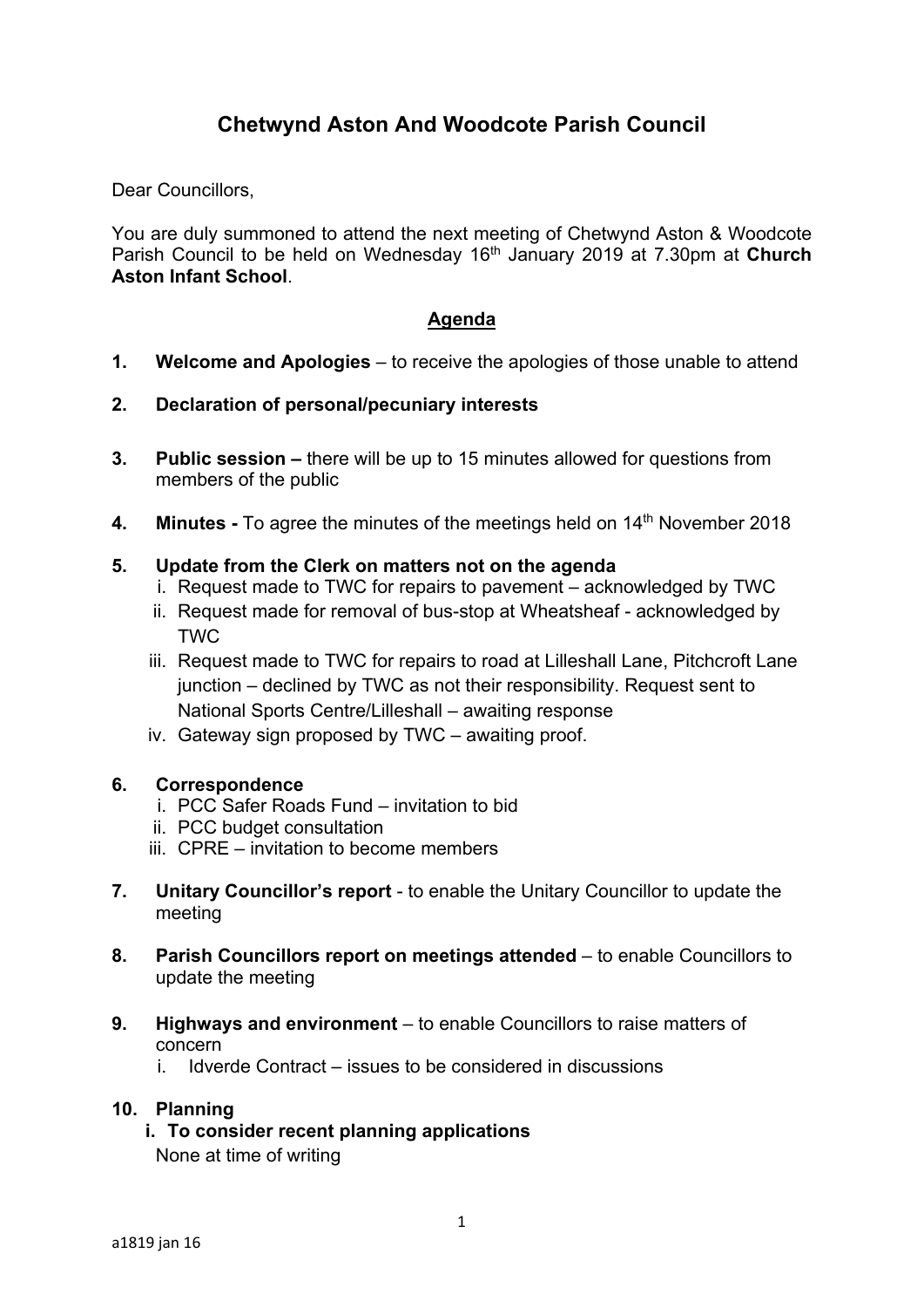# Chetwynd Aston And Woodcote Parish Council

Dear Councillors,

You are duly summoned to attend the next meeting of Chetwynd Aston & Woodcote Parish Council to be held on Wednesday 16th January 2019 at 7.30pm at **Church Aston Infant School**.

## Agenda

**1. Welcome and Apologies** – to receive the apologies of those unable to attend

**2. Declaration of personal/pecuniary interests**

**3. Public session –** there will be up to 15 minutes allowed for questions from members of the public

**4. Minutes -** To agree the minutes of the meetings held on 14th November 2018

**5. Update from the Clerk on matters not on the agenda**

i. Request made to TWC for repairs to pavement – acknowledged by TWC
ii. Request made for removal of bus-stop at Wheatsheaf - acknowledged by TWC
iii. Request made to TWC for repairs to road at Lilleshall Lane, Pitchcroft Lane junction – declined by TWC as not their responsibility. Request sent to National Sports Centre/Lilleshall – awaiting response
iv. Gateway sign proposed by TWC – awaiting proof.

**6. Correspondence**

i. PCC Safer Roads Fund – invitation to bid
ii. PCC budget consultation
iii. CPRE – invitation to become members

**7. Unitary Councillor's report** - to enable the Unitary Councillor to update the meeting

**8. Parish Councillors report on meetings attended** – to enable Councillors to update the meeting

**9. Highways and environment** – to enable Councillors to raise matters of concern

i. Idverde Contract – issues to be considered in discussions

**10. Planning**

**i. To consider recent planning applications**

None at time of writing

a1819 jan 16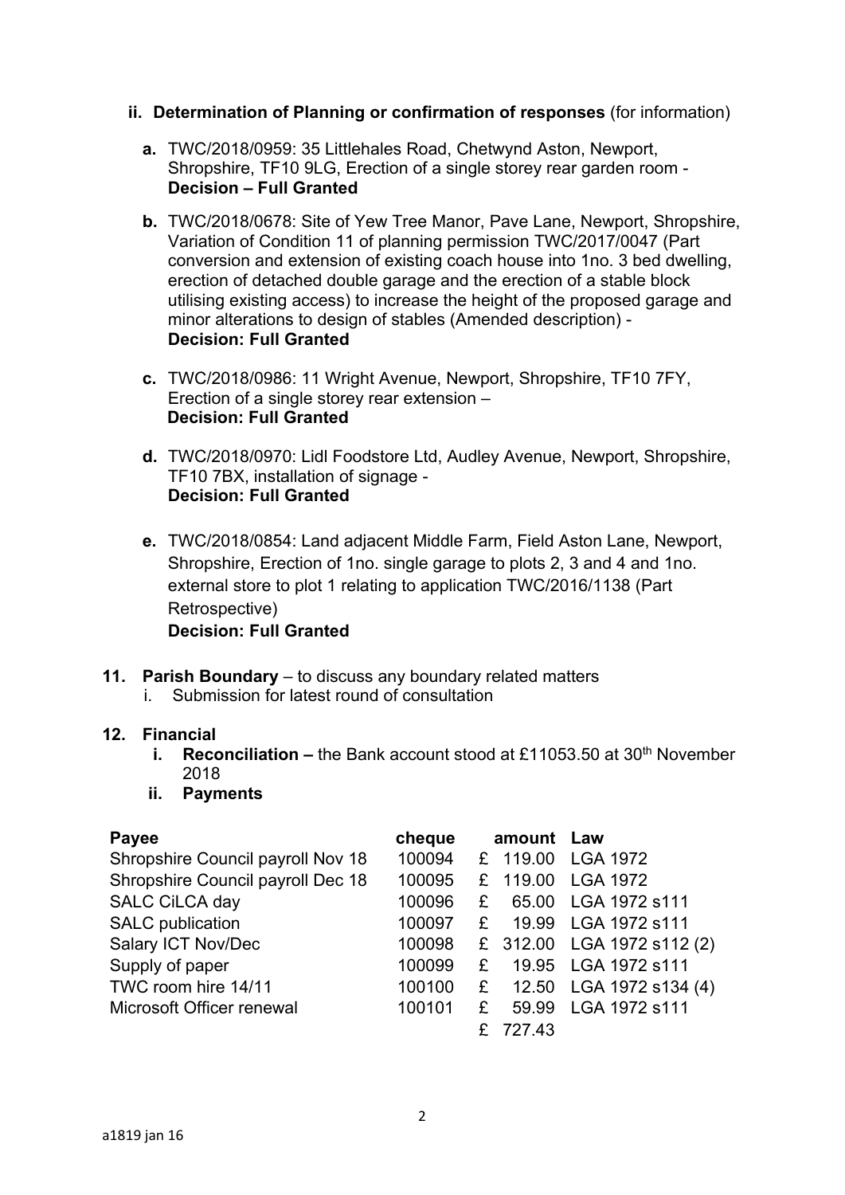**ii. Determination of Planning or confirmation of responses** (for information)

**a.** TWC/2018/0959: 35 Littlehales Road, Chetwynd Aston, Newport, Shropshire, TF10 9LG, Erection of a single storey rear garden room - **Decision – Full Granted**

**b.** TWC/2018/0678: Site of Yew Tree Manor, Pave Lane, Newport, Shropshire, Variation of Condition 11 of planning permission TWC/2017/0047 (Part conversion and extension of existing coach house into 1no. 3 bed dwelling, erection of detached double garage and the erection of a stable block utilising existing access) to increase the height of the proposed garage and minor alterations to design of stables (Amended description) - **Decision: Full Granted**

**c.** TWC/2018/0986: 11 Wright Avenue, Newport, Shropshire, TF10 7FY, Erection of a single storey rear extension – **Decision: Full Granted**

**d.** TWC/2018/0970: Lidl Foodstore Ltd, Audley Avenue, Newport, Shropshire, TF10 7BX, installation of signage - **Decision: Full Granted**

**e.** TWC/2018/0854: Land adjacent Middle Farm, Field Aston Lane, Newport, Shropshire, Erection of 1no. single garage to plots 2, 3 and 4 and 1no. external store to plot 1 relating to application TWC/2016/1138 (Part Retrospective) **Decision: Full Granted**

**11. Parish Boundary** – to discuss any boundary related matters

i. Submission for latest round of consultation

**12. Financial**

**i. Reconciliation –** the Bank account stood at £11053.50 at 30th November 2018

**ii. Payments**

| Payee | cheque | amount | Law |
|---|---|---|---|
| Shropshire Council payroll Nov 18 | 100094 | £ 119.00 | LGA 1972 |
| Shropshire Council payroll Dec 18 | 100095 | £ 119.00 | LGA 1972 |
| SALC CiLCA day | 100096 | £ 65.00 | LGA 1972 s111 |
| SALC publication | 100097 | £ 19.99 | LGA 1972 s111 |
| Salary ICT Nov/Dec | 100098 | £ 312.00 | LGA 1972 s112 (2) |
| Supply of paper | 100099 | £ 19.95 | LGA 1972 s111 |
| TWC room hire 14/11 | 100100 | £ 12.50 | LGA 1972 s134 (4) |
| Microsoft Officer renewal | 100101 | £ 59.99 | LGA 1972 s111 |
| | | £ 727.43 | |

a1819 jan 16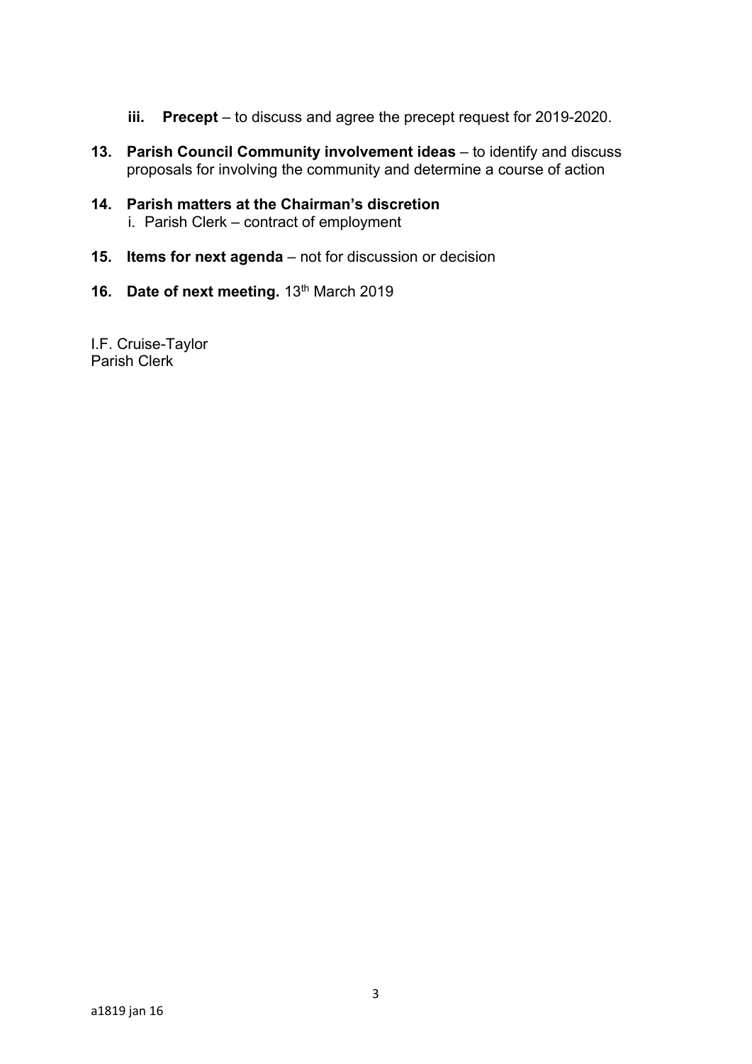- **iii. Precept** – to discuss and agree the precept request for 2019-2020.

**13. Parish Council Community involvement ideas** – to identify and discuss proposals for involving the community and determine a course of action

**14. Parish matters at the Chairman's discretion**
   i. Parish Clerk – contract of employment

**15. Items for next agenda** – not for discussion or decision

**16. Date of next meeting.** 13th March 2019

I.F. Cruise-Taylor
Parish Clerk